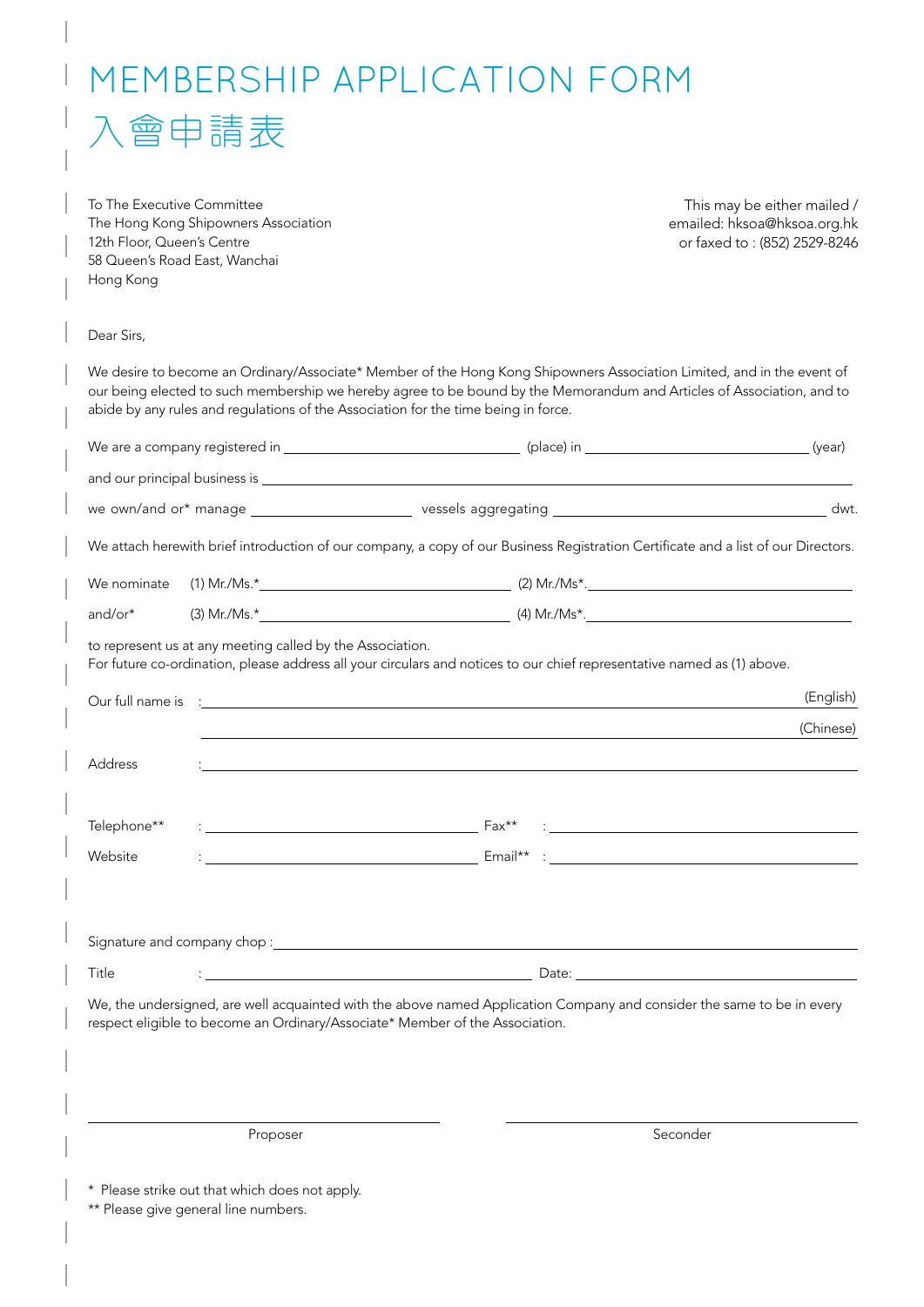# MEMBERSHIP APPLICATION FORM

# 入會申請表

To The Executive Committee
The Hong Kong Shipowners Association
12th Floor, Queen's Centre
58 Queen's Road East, Wanchai
Hong Kong

This may be either mailed /
emailed: hksoa@hksoa.org.hk
or faxed to : (852) 2529-8246

Dear Sirs,

We desire to become an Ordinary/Associate* Member of the Hong Kong Shipowners Association Limited, and in the event of our being elected to such membership we hereby agree to be bound by the Memorandum and Articles of Association, and to abide by any rules and regulations of the Association for the time being in force.

We are a company registered in ______________________________ (place) in ______________________________ (year)

and our principal business is ____________________________________________________________

we own/and or* manage ____________________ vessels aggregating ____________________________________ dwt.

We attach herewith brief introduction of our company, a copy of our Business Registration Certificate and a list of our Directors.

We nominate (1) Mr./Ms.* ______________________________ (2) Mr./Ms*. ______________________________

and/or* (3) Mr./Ms.* ______________________________ (4) Mr./Ms*. ______________________________

to represent us at any meeting called by the Association.
For future co-ordination, please address all your circulars and notices to our chief representative named as (1) above.

Our full name is : ____________________________________________________________ (English)

____________________________________________________________ (Chinese)

Address : ____________________________________________________________

Telephone** : ______________________________ Fax** : ______________________________

Website : ______________________________ Email** : ______________________________

Signature and company chop : ____________________________________________________________

Title : ______________________________ Date: ______________________________

We, the undersigned, are well acquainted with the above named Application Company and consider the same to be in every respect eligible to become an Ordinary/Associate* Member of the Association.

______________________________ ______________________________
Proposer Seconder

\* Please strike out that which does not apply.
\** Please give general line numbers.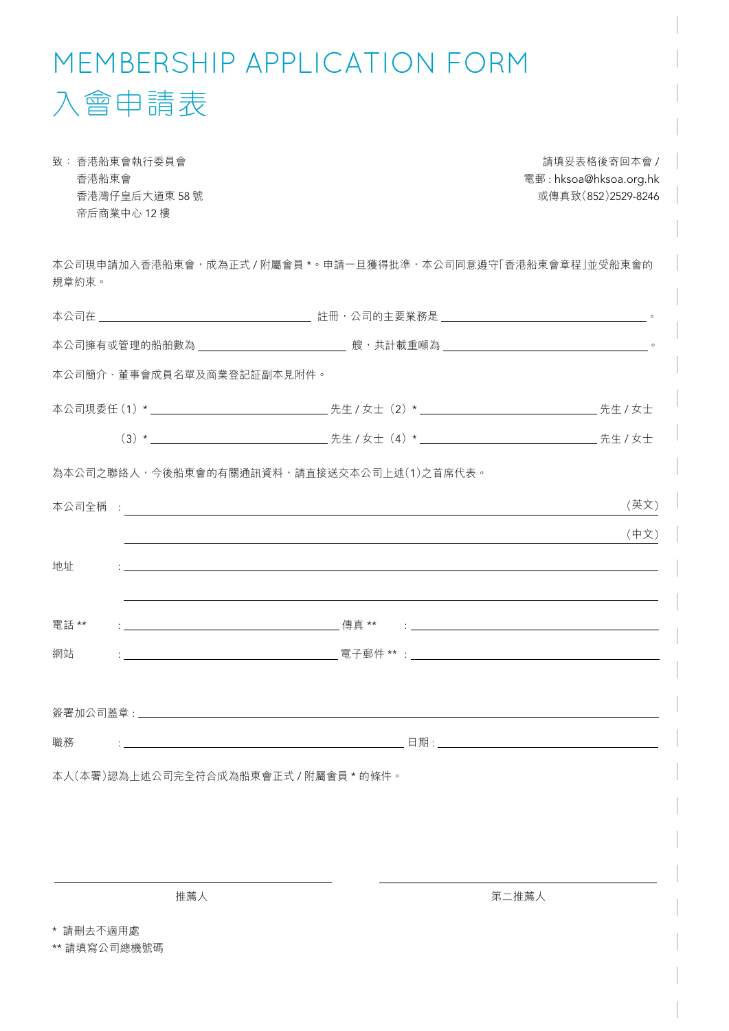# MEMBERSHIP APPLICATION FORM
# 入會申請表

致： 香港船東會執行委員會
香港船東會
香港灣仔皇后大道東 58 號
帝后商業中心 12 樓

請填妥表格後寄回本會 /
電郵 : hksoa@hksoa.org.hk
或傳真致(852)2529-8246

本公司現申請加入香港船東會，成為正式 / 附屬會員 *。申請一旦獲得批準，本公司同意遵守「香港船東會章程」並受船東會的規章約束。

本公司在 ______________________________ 註冊，公司的主要業務是 ______________________________。

本公司擁有或管理的船舶數為 ____________________ 艘，共計載重噸為 ______________________________。

本公司簡介、董事會成員名單及商業登記証副本見附件。

本公司現委任（1）* ________________________ 先生 / 女士（2）* ________________________ 先生 / 女士

（3）* ________________________ 先生 / 女士（4）* ________________________ 先生 / 女士

為本公司之聯絡人，今後船東會的有關通訊資料，請直接送交本公司上述(1)之首席代表。

本公司全稱 ： ______________________________________________________________ （英文）

______________________________________________________________ （中文）

地址 ： ______________________________________________________________

______________________________________________________________

電話 ** ： ______________________________ 傳真 ** ： ______________________________

網站 ： ______________________________ 電子郵件 ** ： ______________________________

簽署加公司蓋章 : ______________________________________________________________

職務 ： ______________________________ 日期 : ______________________________

本人(本署)認為上述公司完全符合成為船東會正式 / 附屬會員 * 的條件。

______________________________ ______________________________

推薦人 第二推薦人

* 請刪去不適用處

** 請填寫公司總機號碼